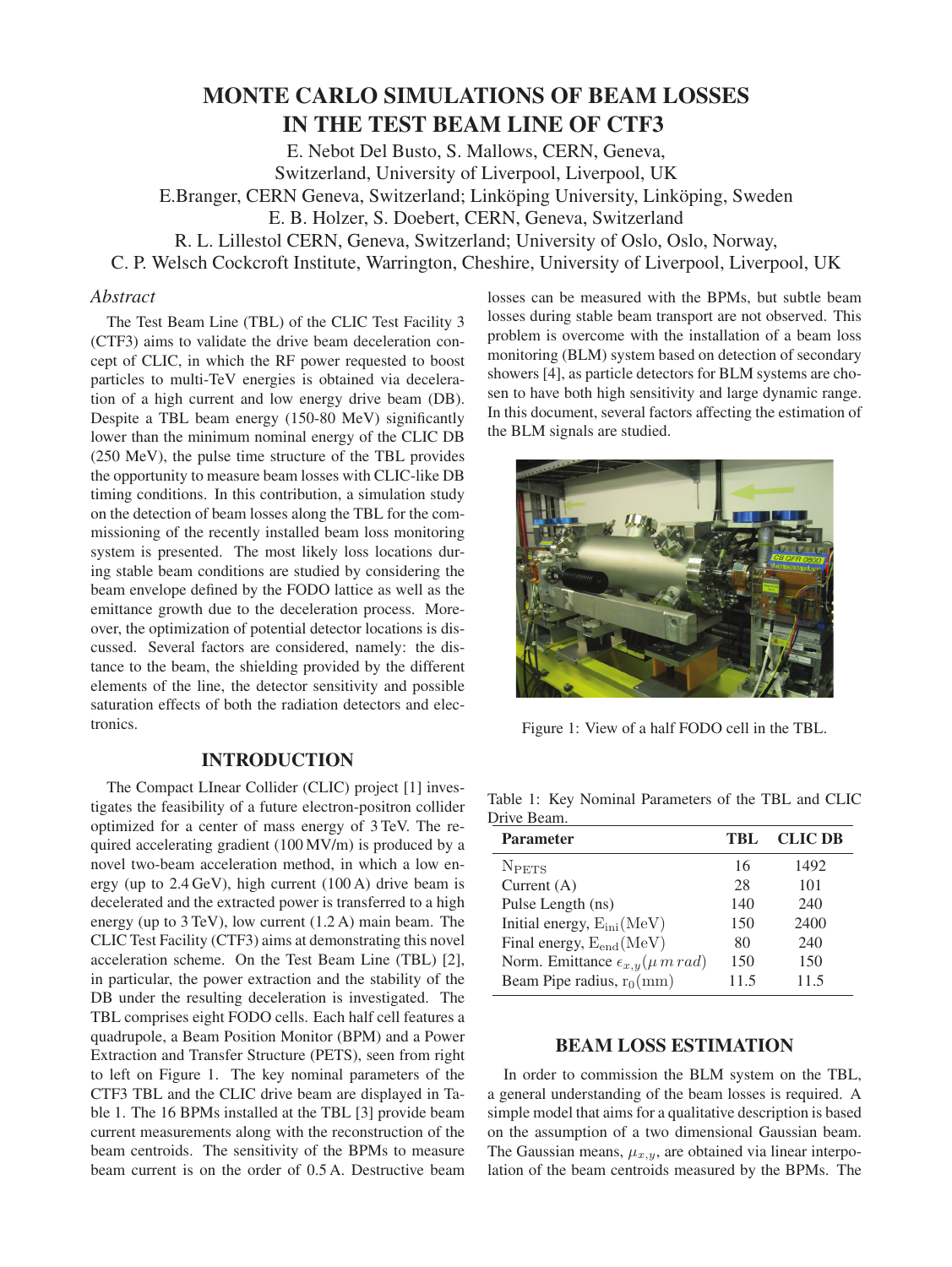# MONTE CARLO SIMULATIONS OF BEAM LOSSES IN THE TEST BEAM LINE OF CTF3

E. Nebot Del Busto, S. Mallows, CERN, Geneva,
Switzerland, University of Liverpool, Liverpool, UK
E.Branger, CERN Geneva, Switzerland; Linköping University, Linköping, Sweden
E. B. Holzer, S. Doebert, CERN, Geneva, Switzerland
R. L. Lillestol CERN, Geneva, Switzerland; University of Oslo, Oslo, Norway,
C. P. Welsch Cockcroft Institute, Warrington, Cheshire, University of Liverpool, Liverpool, UK

## *Abstract*

The Test Beam Line (TBL) of the CLIC Test Facility 3 (CTF3) aims to validate the drive beam deceleration concept of CLIC, in which the RF power requested to boost particles to multi-TeV energies is obtained via deceleration of a high current and low energy drive beam (DB). Despite a TBL beam energy (150-80 MeV) significantly lower than the minimum nominal energy of the CLIC DB (250 MeV), the pulse time structure of the TBL provides the opportunity to measure beam losses with CLIC-like DB timing conditions. In this contribution, a simulation study on the detection of beam losses along the TBL for the commissioning of the recently installed beam loss monitoring system is presented. The most likely loss locations during stable beam conditions are studied by considering the beam envelope defined by the FODO lattice as well as the emittance growth due to the deceleration process. Moreover, the optimization of potential detector locations is discussed. Several factors are considered, namely: the distance to the beam, the shielding provided by the different elements of the line, the detector sensitivity and possible saturation effects of both the radiation detectors and electronics.

## INTRODUCTION

The Compact LInear Collider (CLIC) project [1] investigates the feasibility of a future electron-positron collider optimized for a center of mass energy of 3 TeV. The required accelerating gradient (100 MV/m) is produced by a novel two-beam acceleration method, in which a low energy (up to 2.4 GeV), high current (100 A) drive beam is decelerated and the extracted power is transferred to a high energy (up to 3 TeV), low current (1.2 A) main beam. The CLIC Test Facility (CTF3) aims at demonstrating this novel acceleration scheme. On the Test Beam Line (TBL) [2], in particular, the power extraction and the stability of the DB under the resulting deceleration is investigated. The TBL comprises eight FODO cells. Each half cell features a quadrupole, a Beam Position Monitor (BPM) and a Power Extraction and Transfer Structure (PETS), seen from right to left on Figure 1. The key nominal parameters of the CTF3 TBL and the CLIC drive beam are displayed in Table 1. The 16 BPMs installed at the TBL [3] provide beam current measurements along with the reconstruction of the beam centroids. The sensitivity of the BPMs to measure beam current is on the order of 0.5 A. Destructive beam losses can be measured with the BPMs, but subtle beam losses during stable beam transport are not observed. This problem is overcome with the installation of a beam loss monitoring (BLM) system based on detection of secondary showers [4], as particle detectors for BLM systems are chosen to have both high sensitivity and large dynamic range. In this document, several factors affecting the estimation of the BLM signals are studied.

Figure 1: View of a half FODO cell in the TBL.

Table 1: Key Nominal Parameters of the TBL and CLIC Drive Beam.

| Parameter | TBL | CLIC DB |
|---|---|---|
| $N_{PETS}$ | 16 | 1492 |
| Current (A) | 28 | 101 |
| Pulse Length (ns) | 140 | 240 |
| Initial energy, $E_{ini}(MeV)$ | 150 | 2400 |
| Final energy, $E_{end}(MeV)$ | 80 | 240 |
| Norm. Emittance $\epsilon_{x,y}(\mu\, m\, rad)$ | 150 | 150 |
| Beam Pipe radius, $r_0(mm)$ | 11.5 | 11.5 |

## BEAM LOSS ESTIMATION

In order to commission the BLM system on the TBL, a general understanding of the beam losses is required. A simple model that aims for a qualitative description is based on the assumption of a two dimensional Gaussian beam. The Gaussian means, $\mu_{x,y}$, are obtained via linear interpolation of the beam centroids measured by the BPMs. The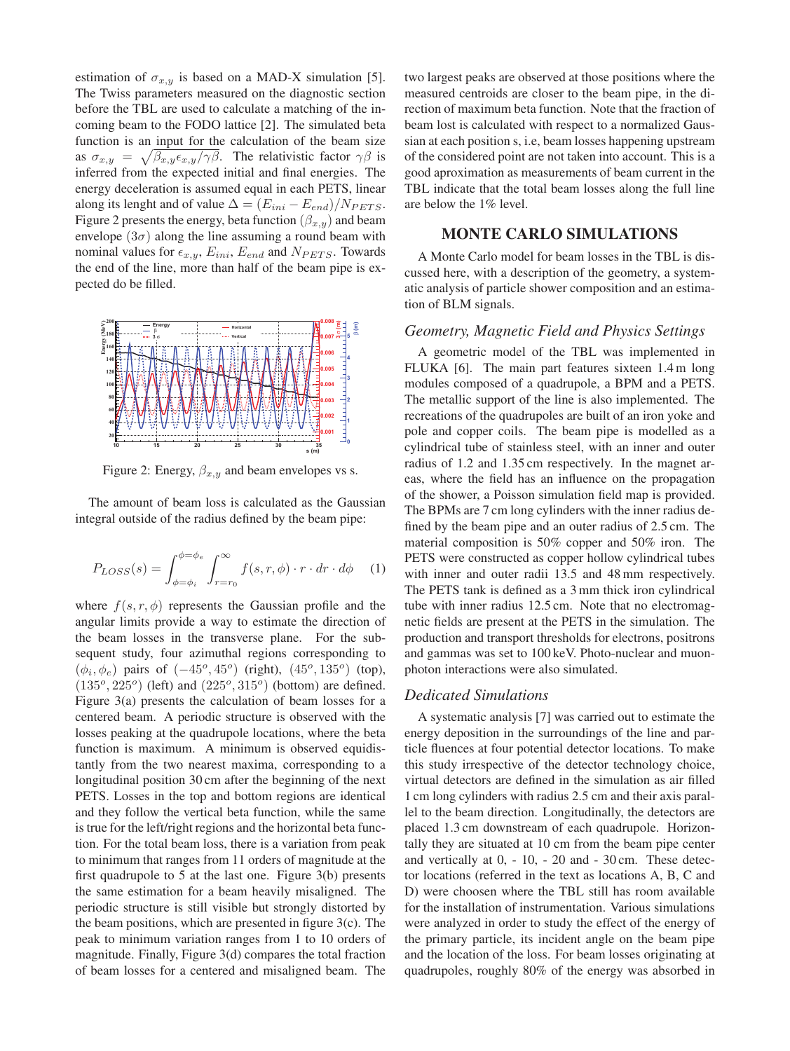estimation of $\sigma_{x,y}$ is based on a MAD-X simulation [5]. The Twiss parameters measured on the diagnostic section before the TBL are used to calculate a matching of the incoming beam to the FODO lattice [2]. The simulated beta function is an input for the calculation of the beam size as $\sigma_{x,y} = \sqrt{\beta_{x,y}\epsilon_{x,y}/\gamma\beta}$. The relativistic factor $\gamma\beta$ is inferred from the expected initial and final energies. The energy deceleration is assumed equal in each PETS, linear along its lenght and of value $\Delta = (E_{ini} - E_{end})/N_{PETS}$. Figure 2 presents the energy, beta function ($\beta_{x,y}$) and beam envelope ($3\sigma$) along the line assuming a round beam with nominal values for $\epsilon_{x,y}$, $E_{ini}$, $E_{end}$ and $N_{PETS}$. Towards the end of the line, more than half of the beam pipe is expected do be filled.

Figure 2: Energy, $\beta_{x,y}$ and beam envelopes vs s.

The amount of beam loss is calculated as the Gaussian integral outside of the radius defined by the beam pipe:

$$P_{LOSS}(s) = \int_{\phi=\phi_i}^{\phi=\phi_e} \int_{r=r_0}^{\infty} f(s,r,\phi) \cdot r \cdot dr \cdot d\phi \quad (1)$$

where $f(s,r,\phi)$ represents the Gaussian profile and the angular limits provide a way to estimate the direction of the beam losses in the transverse plane. For the subsequent study, four azimuthal regions corresponding to $(\phi_i, \phi_e)$ pairs of $(-45^o, 45^o)$ (right), $(45^o, 135^o)$ (top), $(135^o, 225^o)$ (left) and $(225^o, 315^o)$ (bottom) are defined. Figure 3(a) presents the calculation of beam losses for a centered beam. A periodic structure is observed with the losses peaking at the quadrupole locations, where the beta function is maximum. A minimum is observed equidistantly from the two nearest maxima, corresponding to a longitudinal position 30 cm after the beginning of the next PETS. Losses in the top and bottom regions are identical and they follow the vertical beta function, while the same is true for the left/right regions and the horizontal beta function. For the total beam loss, there is a variation from peak to minimum that ranges from 11 orders of magnitude at the first quadrupole to 5 at the last one. Figure 3(b) presents the same estimation for a beam heavily misaligned. The periodic structure is still visible but strongly distorted by the beam positions, which are presented in figure 3(c). The peak to minimum variation ranges from 1 to 10 orders of magnitude. Finally, Figure 3(d) compares the total fraction of beam losses for a centered and misaligned beam. The two largest peaks are observed at those positions where the measured centroids are closer to the beam pipe, in the direction of maximum beta function. Note that the fraction of beam lost is calculated with respect to a normalized Gaussian at each position s, i.e, beam losses happening upstream of the considered point are not taken into account. This is a good aproximation as measurements of beam current in the TBL indicate that the total beam losses along the full line are below the 1% level.

## MONTE CARLO SIMULATIONS

A Monte Carlo model for beam losses in the TBL is discussed here, with a description of the geometry, a systematic analysis of particle shower composition and an estimation of BLM signals.

### *Geometry, Magnetic Field and Physics Settings*

A geometric model of the TBL was implemented in FLUKA [6]. The main part features sixteen 1.4 m long modules composed of a quadrupole, a BPM and a PETS. The metallic support of the line is also implemented. The recreations of the quadrupoles are built of an iron yoke and pole and copper coils. The beam pipe is modelled as a cylindrical tube of stainless steel, with an inner and outer radius of 1.2 and 1.35 cm respectively. In the magnet areas, where the field has an influence on the propagation of the shower, a Poisson simulation field map is provided. The BPMs are 7 cm long cylinders with the inner radius defined by the beam pipe and an outer radius of 2.5 cm. The material composition is 50% copper and 50% iron. The PETS were constructed as copper hollow cylindrical tubes with inner and outer radii 13.5 and 48 mm respectively. The PETS tank is defined as a 3 mm thick iron cylindrical tube with inner radius 12.5 cm. Note that no electromagnetic fields are present at the PETS in the simulation. The production and transport thresholds for electrons, positrons and gammas was set to 100 keV. Photo-nuclear and muon-photon interactions were also simulated.

### *Dedicated Simulations*

A systematic analysis [7] was carried out to estimate the energy deposition in the surroundings of the line and particle fluences at four potential detector locations. To make this study irrespective of the detector technology choice, virtual detectors are defined in the simulation as air filled 1 cm long cylinders with radius 2.5 cm and their axis parallel to the beam direction. Longitudinally, the detectors are placed 1.3 cm downstream of each quadrupole. Horizontally they are situated at 10 cm from the beam pipe center and vertically at 0, - 10, - 20 and - 30 cm. These detector locations (referred in the text as locations A, B, C and D) were choosen where the TBL still has room available for the installation of instrumentation. Various simulations were analyzed in order to study the effect of the energy of the primary particle, its incident angle on the beam pipe and the location of the loss. For beam losses originating at quadrupoles, roughly 80% of the energy was absorbed in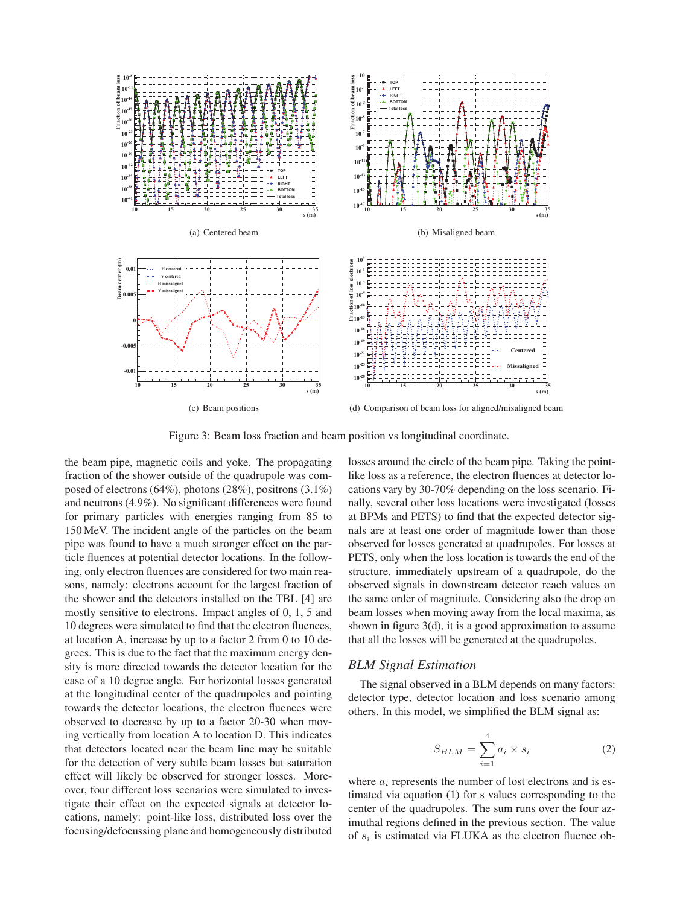(a) Centered beam

(b) Misaligned beam

(c) Beam positions

(d) Comparison of beam loss for aligned/misalined beam

Figure 3: Beam loss fraction and beam position vs longitudinal coordinate.

the beam pipe, magnetic coils and yoke. The propagating fraction of the shower outside of the quadrupole was composed of electrons (64%), photons (28%), positrons (3.1%) and neutrons (4.9%). No significant differences were found for primary particles with energies ranging from 85 to 150 MeV. The incident angle of the particles on the beam pipe was found to have a much stronger effect on the particle fluences at potential detector locations. In the following, only electron fluences are considered for two main reasons, namely: electrons account for the largest fraction of the shower and the detectors installed on the TBL [4] are mostly sensitive to electrons. Impact angles of 0, 1, 5 and 10 degrees were simulated to find that the electron fluences, at location A, increase by up to a factor 2 from 0 to 10 degrees. This is due to the fact that the maximum energy density is more directed towards the detector location for the case of a 10 degree angle. For horizontal losses generated at the longitudinal center of the quadrupoles and pointing towards the detector locations, the electron fluences were observed to decrease by up to a factor 20-30 when moving vertically from location A to location D. This indicates that detectors located near the beam line may be suitable for the detection of very subtle beam losses but saturation effect will likely be observed for stronger losses. Moreover, four different loss scenarios were simulated to investigate their effect on the expected signals at detector locations, namely: point-like loss, distributed loss over the focusing/defocussing plane and homogeneously distributed losses around the circle of the beam pipe. Taking the point-like loss as a reference, the electron fluences at detector locations vary by 30-70% depending on the loss scenario. Finally, several other loss locations were investigated (losses at BPMs and PETS) to find that the expected detector signals are at least one order of magnitude lower than those observed for losses generated at quadrupoles. For losses at PETS, only when the loss location is towards the end of the structure, immediately upstream of a quadrupole, do the observed signals in downstream detector reach values on the same order of magnitude. Considering also the drop on beam losses when moving away from the local maxima, as shown in figure 3(d), it is a good approximation to assume that all the losses will be generated at the quadrupoles.

### *BLM Signal Estimation*

The signal observed in a BLM depends on many factors: detector type, detector location and loss scenario among others. In this model, we simplified the BLM signal as:

$$S_{BLM} = \sum_{i=1}^{4} a_i \times s_i \tag{2}$$

where $a_i$ represents the number of lost electrons and is estimated via equation (1) for s values corresponding to the center of the quadrupoles. The sum runs over the four azimuthal regions defined in the previous section. The value of $s_i$ is estimated via FLUKA as the electron fluence ob-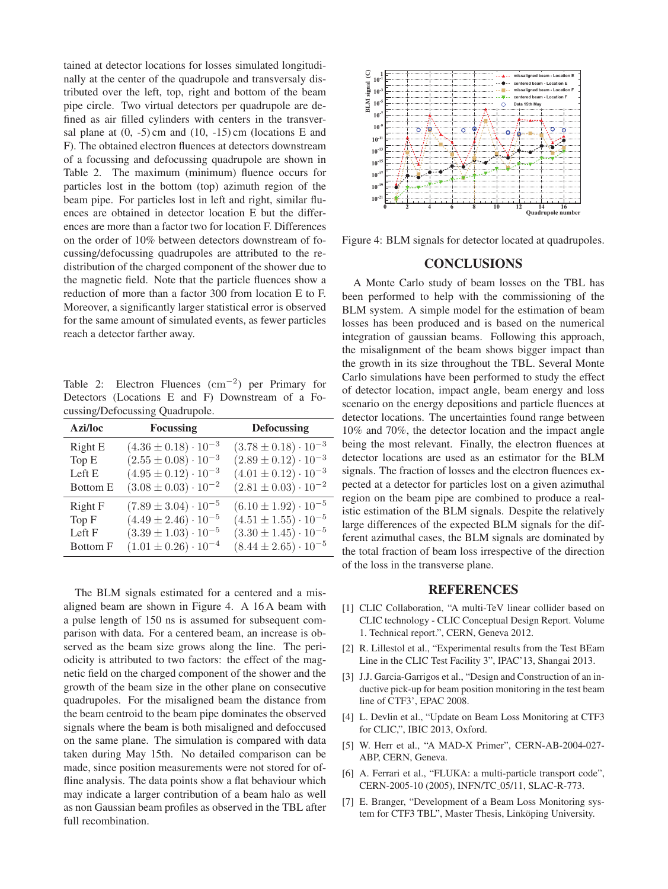tained at detector locations for losses simulated longitudinally at the center of the quadrupole and transversaly distributed over the left, top, right and bottom of the beam pipe circle. Two virtual detectors per quadrupole are defined as air filled cylinders with centers in the transversal plane at (0, -5) cm and (10, -15) cm (locations E and F). The obtained electron fluences at detectors downstream of a focussing and defocussing quadrupole are shown in Table 2. The maximum (minimum) fluence occurs for particles lost in the bottom (top) azimuth region of the beam pipe. For particles lost in left and right, similar fluences are obtained in detector location E but the differences are more than a factor two for location F. Differences on the order of 10% between detectors downstream of focussing/defocussing quadrupoles are attributed to the redistribution of the charged component of the shower due to the magnetic field. Note that the particle fluences show a reduction of more than a factor 300 from location E to F. Moreover, a significantly larger statistical error is observed for the same amount of simulated events, as fewer particles reach a detector farther away.

Table 2: Electron Fluences ($\mathrm{cm}^{-2}$) per Primary for Detectors (Locations E and F) Downstream of a Focussing/Defocussing Quadrupole.

| Azi/loc | Focussing | Defocussing |
|---|---|---|
| Right E | $(4.36 \pm 0.18) \cdot 10^{-3}$ | $(3.78 \pm 0.18) \cdot 10^{-3}$ |
| Top E | $(2.55 \pm 0.08) \cdot 10^{-3}$ | $(2.89 \pm 0.12) \cdot 10^{-3}$ |
| Left E | $(4.95 \pm 0.12) \cdot 10^{-3}$ | $(4.01 \pm 0.12) \cdot 10^{-3}$ |
| Bottom E | $(3.08 \pm 0.03) \cdot 10^{-2}$ | $(2.81 \pm 0.03) \cdot 10^{-2}$ |
| Right F | $(7.89 \pm 3.04) \cdot 10^{-5}$ | $(6.10 \pm 1.92) \cdot 10^{-5}$ |
| Top F | $(4.49 \pm 2.46) \cdot 10^{-5}$ | $(4.51 \pm 1.55) \cdot 10^{-5}$ |
| Left F | $(3.39 \pm 1.03) \cdot 10^{-5}$ | $(3.30 \pm 1.45) \cdot 10^{-5}$ |
| Bottom F | $(1.01 \pm 0.26) \cdot 10^{-4}$ | $(8.44 \pm 2.65) \cdot 10^{-5}$ |

The BLM signals estimated for a centered and a misaligned beam are shown in Figure 4. A 16 A beam with a pulse length of 150 ns is assumed for subsequent comparison with data. For a centered beam, an increase is observed as the beam size grows along the line. The periodicity is attributed to two factors: the effect of the magnetic field on the charged component of the shower and the growth of the beam size in the other plane on consecutive quadrupoles. For the misaligned beam the distance from the beam centroid to the beam pipe dominates the observed signals where the beam is both misaligned and defocussed on the same plane. The simulation is compared with data taken during May 15th. No detailed comparison can be made, since position measurements were not stored for offline analysis. The data points show a flat behaviour which may indicate a larger contribution of a beam halo as well as non Gaussian beam profiles as observed in the TBL after full recombination.

BLM signal (C)

missaligned beam - Location E
centered beam - Location E
missaligned beam - Location F
centered beam - Location F
Data 15th May

Quadrupole number

Figure 4: BLM signals for detector located at quadrupoles.

## CONCLUSIONS

A Monte Carlo study of beam losses on the TBL has been performed to help with the commissioning of the BLM system. A simple model for the estimation of beam losses has been produced and is based on the numerical integration of gaussian beams. Following this approach, the misalignment of the beam shows bigger impact than the growth in its size throughout the TBL. Several Monte Carlo simulations have been performed to study the effect of detector location, impact angle, beam energy and loss scenario on the energy depositions and particle fluences at detector locations. The uncertainties found range between 10% and 70%, the detector location and the impact angle being the most relevant. Finally, the electron fluences at detector locations are used as an estimator for the BLM signals. The fraction of losses and the electron fluences expected at a detector for particles lost on a given azimuthal region on the beam pipe are combined to produce a realistic estimation of the BLM signals. Despite the relatively large differences of the expected BLM signals for the different azimuthal cases, the BLM signals are dominated by the total fraction of beam loss irrespective of the direction of the loss in the transverse plane.

## REFERENCES

[1] CLIC Collaboration, "A multi-TeV linear collider based on CLIC technology - CLIC Conceptual Design Report. Volume 1. Technical report.", CERN, Geneva 2012.

[2] R. Lillestol et al., "Experimental results from the Test BEam Line in the CLIC Test Facility 3", IPAC'13, Shangai 2013.

[3] J.J. Garcia-Garrigos et al., "Design and Construction of an inductive pick-up for beam position monitoring in the test beam line of CTF3', EPAC 2008.

[4] L. Devlin et al., "Update on Beam Loss Monitoring at CTF3 for CLIC,", IBIC 2013, Oxford.

[5] W. Herr et al., "A MAD-X Primer", CERN-AB-2004-027-ABP, CERN, Geneva.

[6] A. Ferrari et al., "FLUKA: a multi-particle transport code", CERN-2005-10 (2005), INFN/TC_05/11, SLAC-R-773.

[7] E. Branger, "Development of a Beam Loss Monitoring system for CTF3 TBL", Master Thesis, Linköping University.